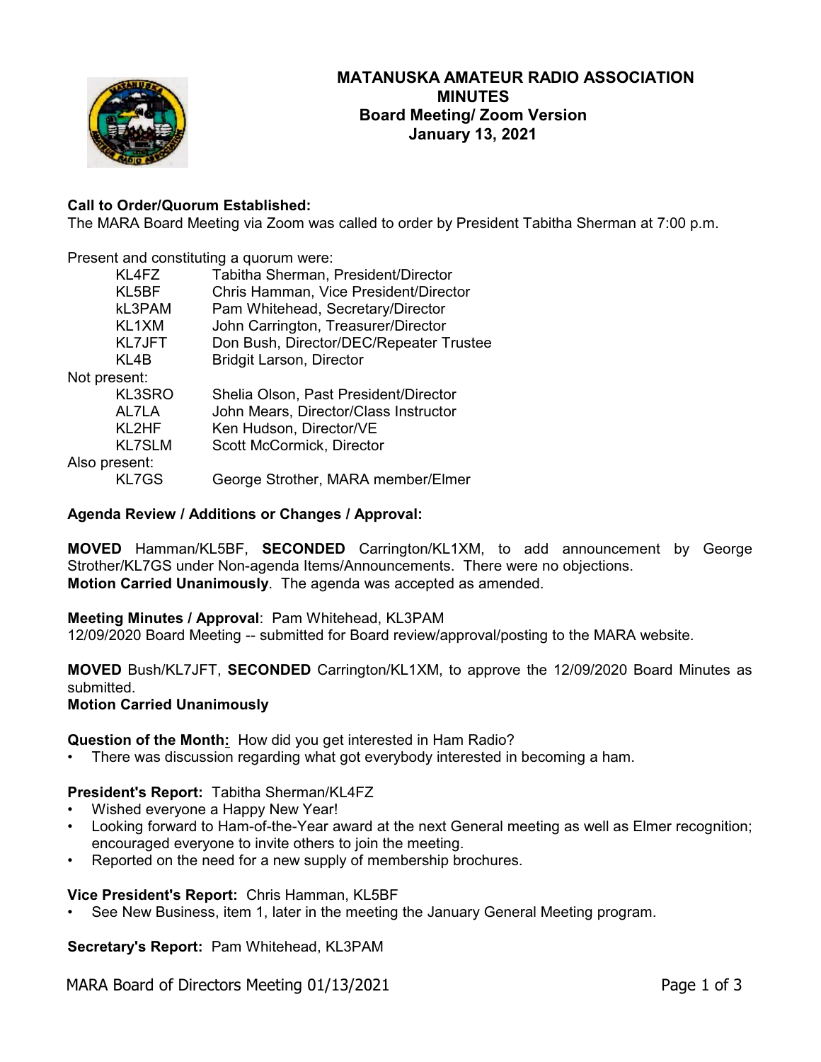# MATANUSKA AMATEUR RADIO ASSOCIATION
## MINUTES
## Board Meeting/ Zoom Version
## January 13, 2021

**Call to Order/Quorum Established:**
The MARA Board Meeting via Zoom was called to order by President Tabitha Sherman at 7:00 p.m.

Present and constituting a quorum were:

| | |
|---|---|
| KL4FZ | Tabitha Sherman, President/Director |
| KL5BF | Chris Hamman, Vice President/Director |
| kL3PAM | Pam Whitehead, Secretary/Director |
| KL1XM | John Carrington, Treasurer/Director |
| KL7JFT | Don Bush, Director/DEC/Repeater Trustee |
| KL4B | Bridgit Larson, Director |

Not present:

| | |
|---|---|
| KL3SRO | Shelia Olson, Past President/Director |
| AL7LA | John Mears, Director/Class Instructor |
| KL2HF | Ken Hudson, Director/VE |
| KL7SLM | Scott McCormick, Director |

Also present:

| | |
|---|---|
| KL7GS | George Strother, MARA member/Elmer |

**Agenda Review / Additions or Changes / Approval:**

**MOVED** Hamman/KL5BF, **SECONDED** Carrington/KL1XM, to add announcement by George Strother/KL7GS under Non-agenda Items/Announcements. There were no objections.
**Motion Carried Unanimously**. The agenda was accepted as amended.

**Meeting Minutes / Approval**: Pam Whitehead, KL3PAM
12/09/2020 Board Meeting -- submitted for Board review/approval/posting to the MARA website.

**MOVED** Bush/KL7JFT, **SECONDED** Carrington/KL1XM, to approve the 12/09/2020 Board Minutes as submitted.
**Motion Carried Unanimously**

**Question of the Month:** How did you get interested in Ham Radio?
- There was discussion regarding what got everybody interested in becoming a ham.

**President's Report:** Tabitha Sherman/KL4FZ
- Wished everyone a Happy New Year!
- Looking forward to Ham-of-the-Year award at the next General meeting as well as Elmer recognition; encouraged everyone to invite others to join the meeting.
- Reported on the need for a new supply of membership brochures.

**Vice President's Report:** Chris Hamman, KL5BF
- See New Business, item 1, later in the meeting the January General Meeting program.

**Secretary's Report:** Pam Whitehead, KL3PAM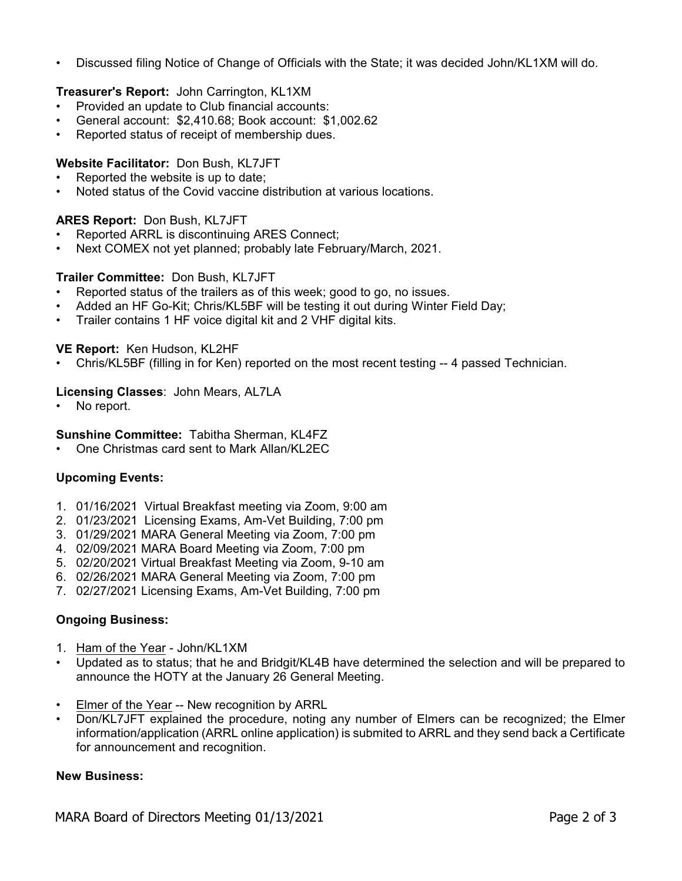- Discussed filing Notice of Change of Officials with the State; it was decided John/KL1XM will do.

**Treasurer's Report:** John Carrington, KL1XM

- Provided an update to Club financial accounts:
- General account: $2,410.68; Book account: $1,002.62
- Reported status of receipt of membership dues.

**Website Facilitator:** Don Bush, KL7JFT

- Reported the website is up to date;
- Noted status of the Covid vaccine distribution at various locations.

**ARES Report:** Don Bush, KL7JFT

- Reported ARRL is discontinuing ARES Connect;
- Next COMEX not yet planned; probably late February/March, 2021.

**Trailer Committee:** Don Bush, KL7JFT

- Reported status of the trailers as of this week; good to go, no issues.
- Added an HF Go-Kit; Chris/KL5BF will be testing it out during Winter Field Day;
- Trailer contains 1 HF voice digital kit and 2 VHF digital kits.

**VE Report:** Ken Hudson, KL2HF

- Chris/KL5BF (filling in for Ken) reported on the most recent testing -- 4 passed Technician.

**Licensing Classes**: John Mears, AL7LA

- No report.

**Sunshine Committee:** Tabitha Sherman, KL4FZ

- One Christmas card sent to Mark Allan/KL2EC

**Upcoming Events:**

1. 01/16/2021 Virtual Breakfast meeting via Zoom, 9:00 am
2. 01/23/2021 Licensing Exams, Am-Vet Building, 7:00 pm
3. 01/29/2021 MARA General Meeting via Zoom, 7:00 pm
4. 02/09/2021 MARA Board Meeting via Zoom, 7:00 pm
5. 02/20/2021 Virtual Breakfast Meeting via Zoom, 9-10 am
6. 02/26/2021 MARA General Meeting via Zoom, 7:00 pm
7. 02/27/2021 Licensing Exams, Am-Vet Building, 7:00 pm

**Ongoing Business:**

1. Ham of the Year - John/KL1XM

- Updated as to status; that he and Bridgit/KL4B have determined the selection and will be prepared to announce the HOTY at the January 26 General Meeting.

- Elmer of the Year -- New recognition by ARRL
- Don/KL7JFT explained the procedure, noting any number of Elmers can be recognized; the Elmer information/application (ARRL online application) is submited to ARRL and they send back a Certificate for announcement and recognition.

**New Business:**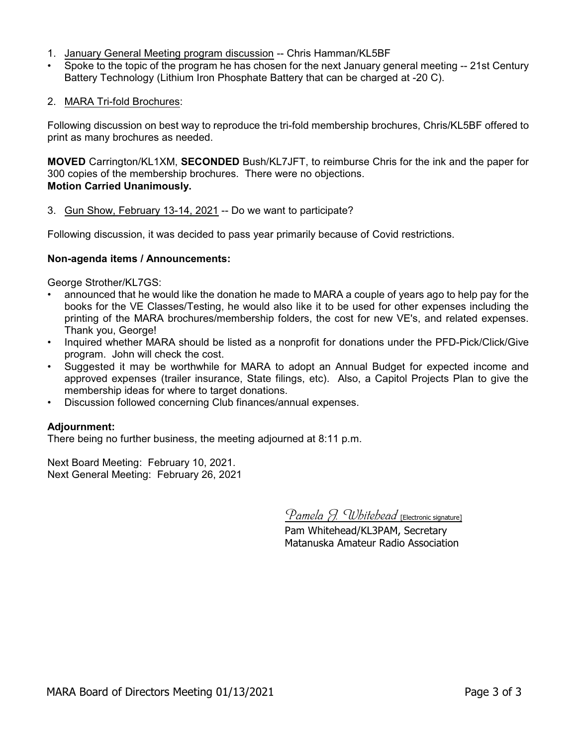1. January General Meeting program discussion -- Chris Hamman/KL5BF

- Spoke to the topic of the program he has chosen for the next January general meeting -- 21st Century Battery Technology (Lithium Iron Phosphate Battery that can be charged at -20 C).

2. MARA Tri-fold Brochures:

Following discussion on best way to reproduce the tri-fold membership brochures, Chris/KL5BF offered to print as many brochures as needed.

**MOVED** Carrington/KL1XM, **SECONDED** Bush/KL7JFT, to reimburse Chris for the ink and the paper for 300 copies of the membership brochures. There were no objections.
**Motion Carried Unanimously.**

3. Gun Show, February 13-14, 2021 -- Do we want to participate?

Following discussion, it was decided to pass year primarily because of Covid restrictions.

**Non-agenda items / Announcements:**

George Strother/KL7GS:

- announced that he would like the donation he made to MARA a couple of years ago to help pay for the books for the VE Classes/Testing, he would also like it to be used for other expenses including the printing of the MARA brochures/membership folders, the cost for new VE's, and related expenses. Thank you, George!
- Inquired whether MARA should be listed as a nonprofit for donations under the PFD-Pick/Click/Give program. John will check the cost.
- Suggested it may be worthwhile for MARA to adopt an Annual Budget for expected income and approved expenses (trailer insurance, State filings, etc). Also, a Capitol Projects Plan to give the membership ideas for where to target donations.
- Discussion followed concerning Club finances/annual expenses.

**Adjournment:**
There being no further business, the meeting adjourned at 8:11 p.m.

Next Board Meeting: February 10, 2021.
Next General Meeting: February 26, 2021

*Pamela J. Whitehead* [Electronic signature]
Pam Whitehead/KL3PAM, Secretary
Matanuska Amateur Radio Association